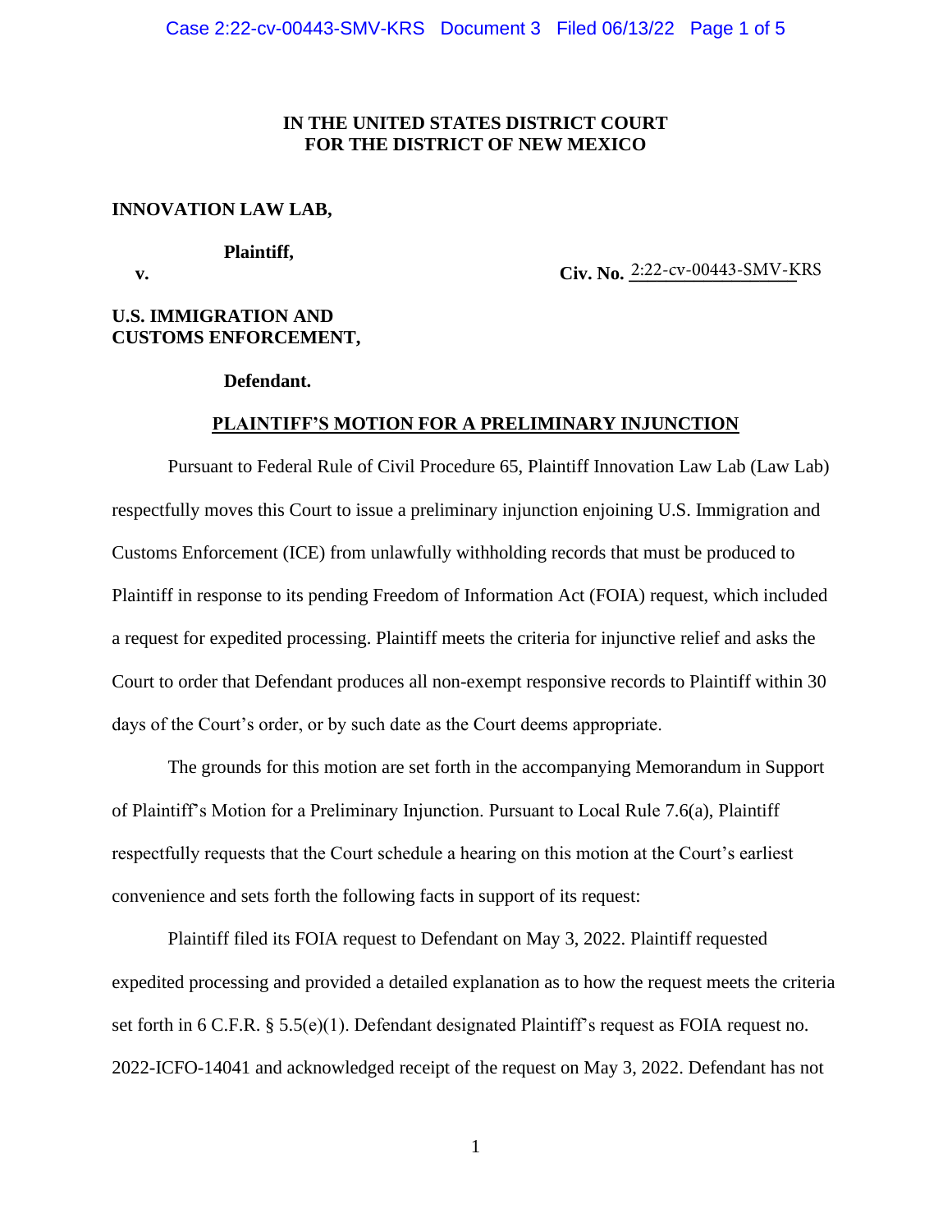**IN THE UNITED STATES DISTRICT COURT**
**FOR THE DISTRICT OF NEW MEXICO**

**INNOVATION LAW LAB,**

**Plaintiff,**

**v.** **Civ. No.** 2:22-cv-00443-SMV-KRS

**U.S. IMMIGRATION AND CUSTOMS ENFORCEMENT,**

**Defendant.**

**PLAINTIFF'S MOTION FOR A PRELIMINARY INJUNCTION**

Pursuant to Federal Rule of Civil Procedure 65, Plaintiff Innovation Law Lab (Law Lab) respectfully moves this Court to issue a preliminary injunction enjoining U.S. Immigration and Customs Enforcement (ICE) from unlawfully withholding records that must be produced to Plaintiff in response to its pending Freedom of Information Act (FOIA) request, which included a request for expedited processing. Plaintiff meets the criteria for injunctive relief and asks the Court to order that Defendant produces all non-exempt responsive records to Plaintiff within 30 days of the Court's order, or by such date as the Court deems appropriate.

The grounds for this motion are set forth in the accompanying Memorandum in Support of Plaintiff's Motion for a Preliminary Injunction. Pursuant to Local Rule 7.6(a), Plaintiff respectfully requests that the Court schedule a hearing on this motion at the Court's earliest convenience and sets forth the following facts in support of its request:

Plaintiff filed its FOIA request to Defendant on May 3, 2022. Plaintiff requested expedited processing and provided a detailed explanation as to how the request meets the criteria set forth in 6 C.F.R. § 5.5(e)(1). Defendant designated Plaintiff's request as FOIA request no. 2022-ICFO-14041 and acknowledged receipt of the request on May 3, 2022. Defendant has not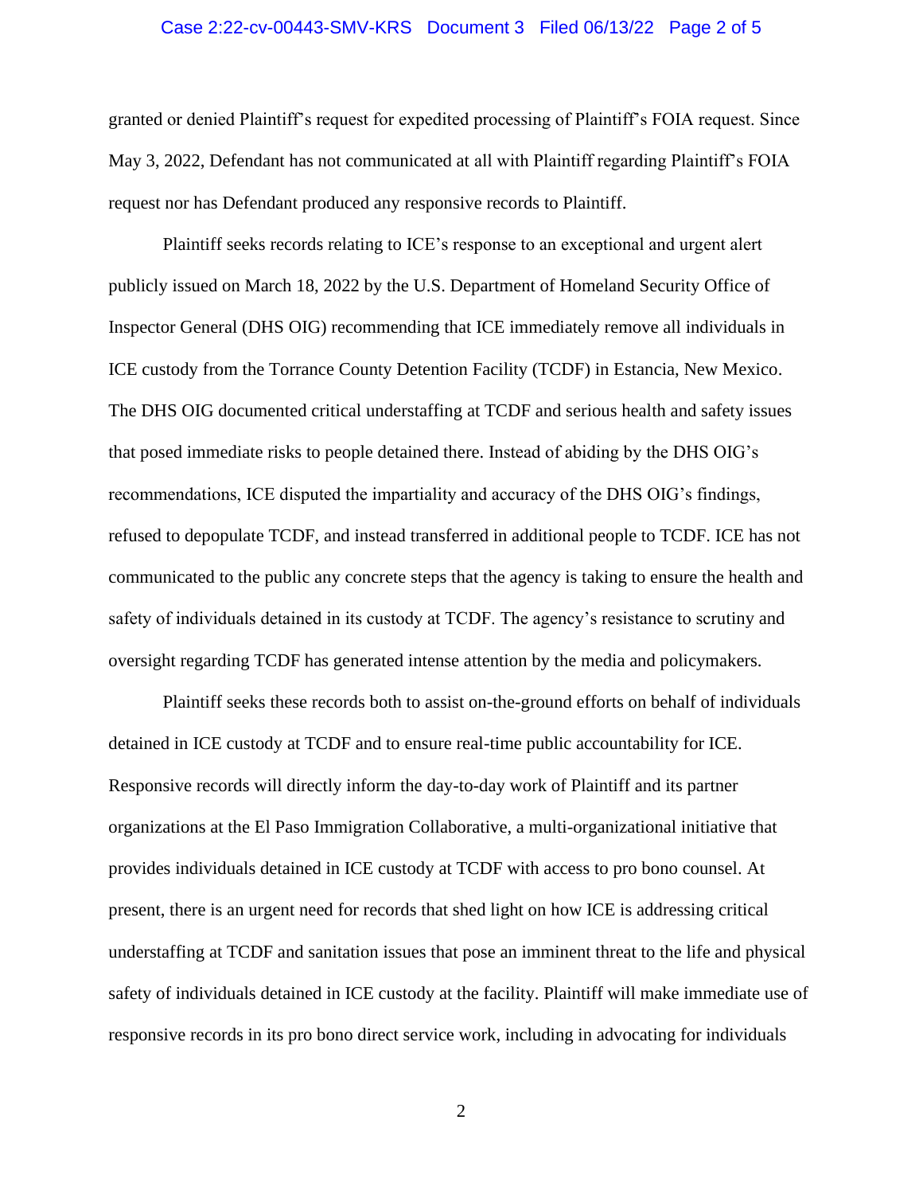granted or denied Plaintiff's request for expedited processing of Plaintiff's FOIA request. Since May 3, 2022, Defendant has not communicated at all with Plaintiff regarding Plaintiff's FOIA request nor has Defendant produced any responsive records to Plaintiff.

Plaintiff seeks records relating to ICE's response to an exceptional and urgent alert publicly issued on March 18, 2022 by the U.S. Department of Homeland Security Office of Inspector General (DHS OIG) recommending that ICE immediately remove all individuals in ICE custody from the Torrance County Detention Facility (TCDF) in Estancia, New Mexico. The DHS OIG documented critical understaffing at TCDF and serious health and safety issues that posed immediate risks to people detained there. Instead of abiding by the DHS OIG's recommendations, ICE disputed the impartiality and accuracy of the DHS OIG's findings, refused to depopulate TCDF, and instead transferred in additional people to TCDF. ICE has not communicated to the public any concrete steps that the agency is taking to ensure the health and safety of individuals detained in its custody at TCDF. The agency's resistance to scrutiny and oversight regarding TCDF has generated intense attention by the media and policymakers.

Plaintiff seeks these records both to assist on-the-ground efforts on behalf of individuals detained in ICE custody at TCDF and to ensure real-time public accountability for ICE. Responsive records will directly inform the day-to-day work of Plaintiff and its partner organizations at the El Paso Immigration Collaborative, a multi-organizational initiative that provides individuals detained in ICE custody at TCDF with access to pro bono counsel. At present, there is an urgent need for records that shed light on how ICE is addressing critical understaffing at TCDF and sanitation issues that pose an imminent threat to the life and physical safety of individuals detained in ICE custody at the facility. Plaintiff will make immediate use of responsive records in its pro bono direct service work, including in advocating for individuals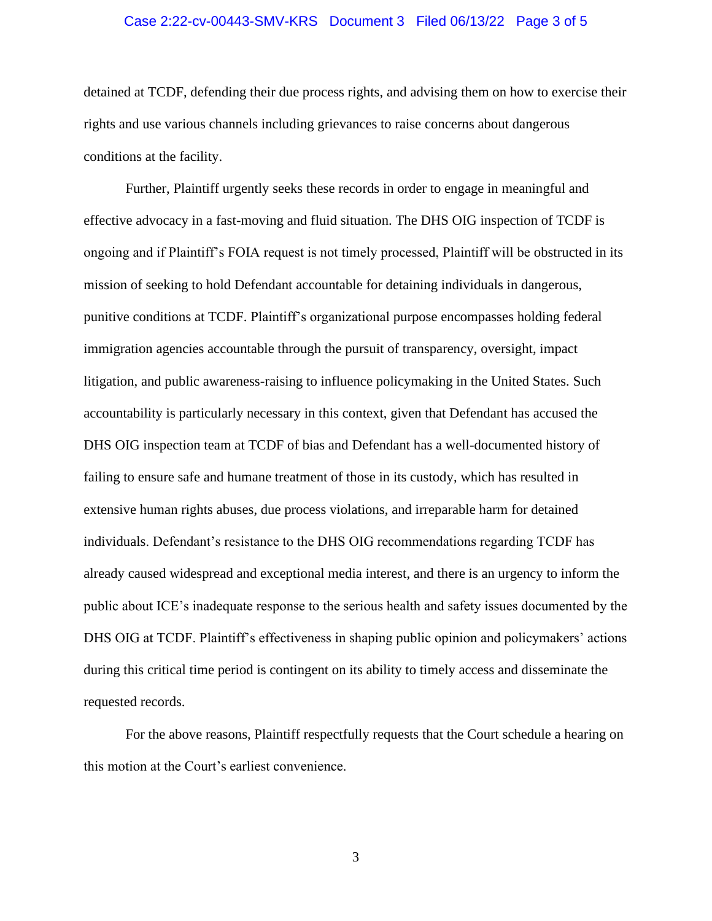detained at TCDF, defending their due process rights, and advising them on how to exercise their rights and use various channels including grievances to raise concerns about dangerous conditions at the facility.

Further, Plaintiff urgently seeks these records in order to engage in meaningful and effective advocacy in a fast-moving and fluid situation. The DHS OIG inspection of TCDF is ongoing and if Plaintiff's FOIA request is not timely processed, Plaintiff will be obstructed in its mission of seeking to hold Defendant accountable for detaining individuals in dangerous, punitive conditions at TCDF. Plaintiff's organizational purpose encompasses holding federal immigration agencies accountable through the pursuit of transparency, oversight, impact litigation, and public awareness-raising to influence policymaking in the United States. Such accountability is particularly necessary in this context, given that Defendant has accused the DHS OIG inspection team at TCDF of bias and Defendant has a well-documented history of failing to ensure safe and humane treatment of those in its custody, which has resulted in extensive human rights abuses, due process violations, and irreparable harm for detained individuals. Defendant's resistance to the DHS OIG recommendations regarding TCDF has already caused widespread and exceptional media interest, and there is an urgency to inform the public about ICE's inadequate response to the serious health and safety issues documented by the DHS OIG at TCDF. Plaintiff's effectiveness in shaping public opinion and policymakers' actions during this critical time period is contingent on its ability to timely access and disseminate the requested records.

For the above reasons, Plaintiff respectfully requests that the Court schedule a hearing on this motion at the Court's earliest convenience.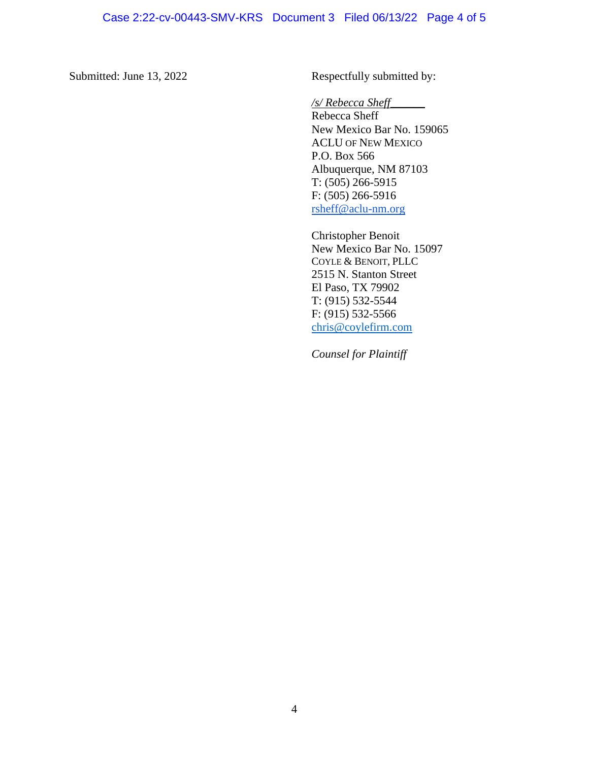Submitted: June 13, 2022

Respectfully submitted by:

*/s/ Rebecca Sheff*______
Rebecca Sheff
New Mexico Bar No. 159065
ACLU OF NEW MEXICO
P.O. Box 566
Albuquerque, NM 87103
T: (505) 266-5915
F: (505) 266-5916
rsheff@aclu-nm.org

Christopher Benoit
New Mexico Bar No. 15097
COYLE & BENOIT, PLLC
2515 N. Stanton Street
El Paso, TX 79902
T: (915) 532-5544
F: (915) 532-5566
chris@coylefirm.com

*Counsel for Plaintiff*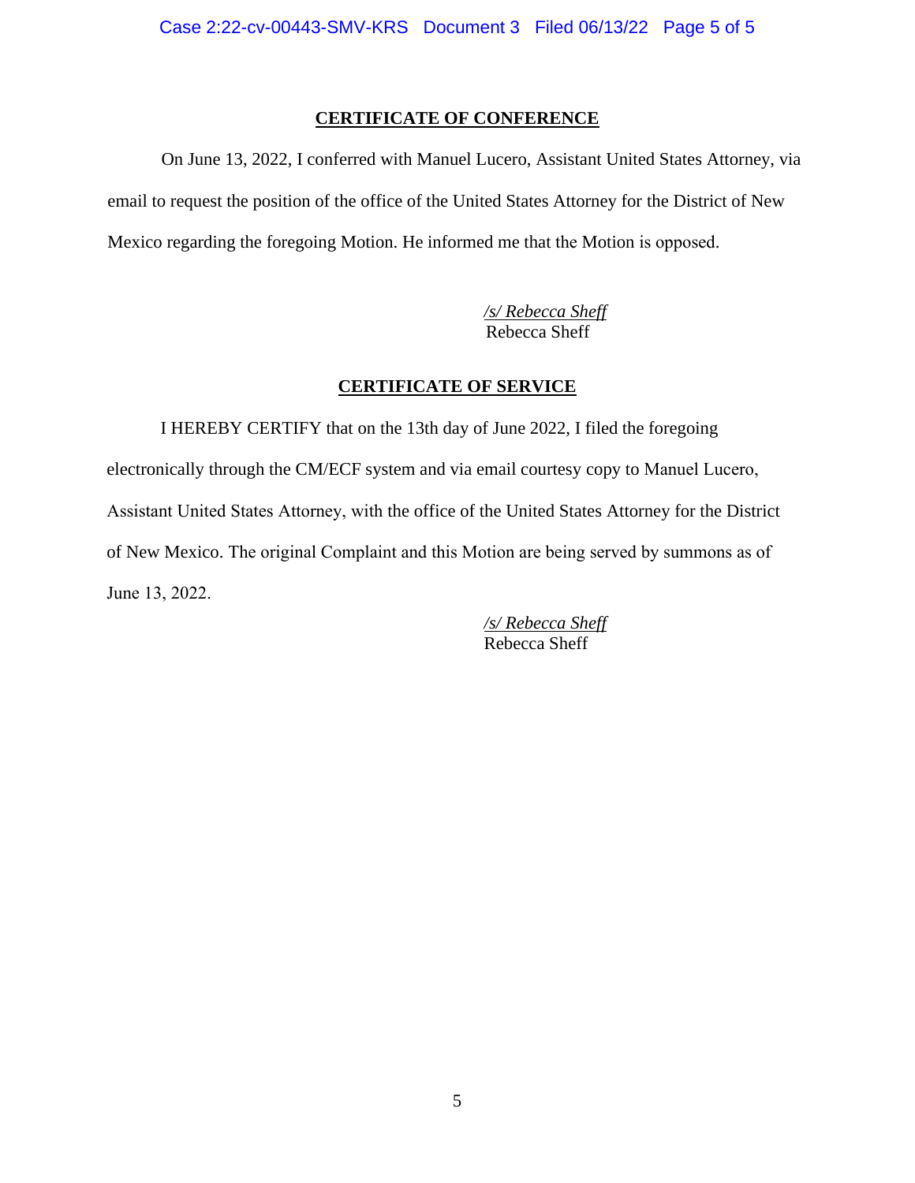## CERTIFICATE OF CONFERENCE

On June 13, 2022, I conferred with Manuel Lucero, Assistant United States Attorney, via email to request the position of the office of the United States Attorney for the District of New Mexico regarding the foregoing Motion. He informed me that the Motion is opposed.

*/s/ Rebecca Sheff*
Rebecca Sheff

## CERTIFICATE OF SERVICE

I HEREBY CERTIFY that on the 13th day of June 2022, I filed the foregoing electronically through the CM/ECF system and via email courtesy copy to Manuel Lucero, Assistant United States Attorney, with the office of the United States Attorney for the District of New Mexico. The original Complaint and this Motion are being served by summons as of June 13, 2022.

*/s/ Rebecca Sheff*
Rebecca Sheff